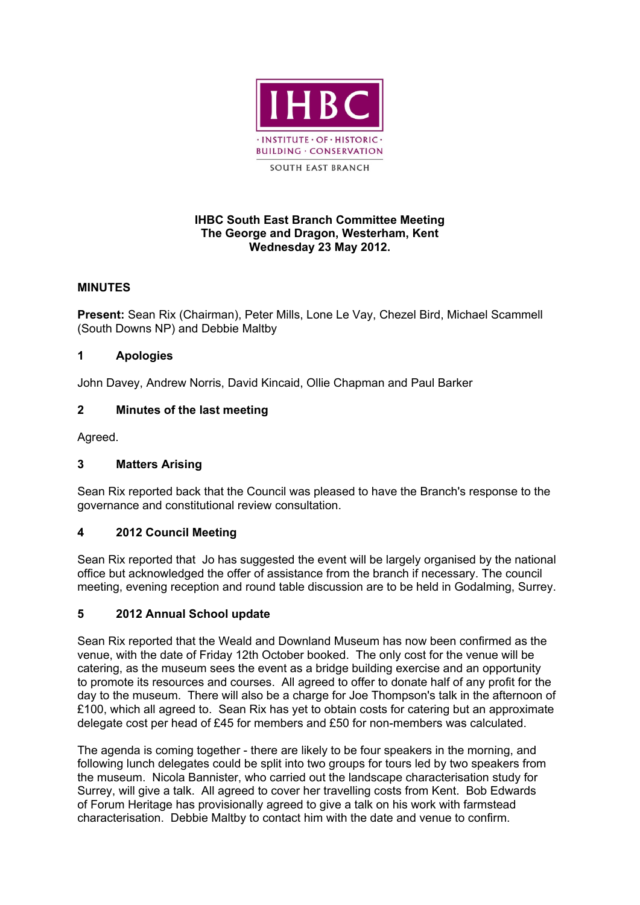IHBC

· INSTITUTE · OF · HISTORIC ·
BUILDING · CONSERVATION

SOUTH EAST BRANCH

**IHBC South East Branch Committee Meeting**
**The George and Dragon, Westerham, Kent**
**Wednesday 23 May 2012.**

## MINUTES

**Present:** Sean Rix (Chairman), Peter Mills, Lone Le Vay, Chezel Bird, Michael Scammell (South Downs NP) and Debbie Maltby

### 1 Apologies

John Davey, Andrew Norris, David Kincaid, Ollie Chapman and Paul Barker

### 2 Minutes of the last meeting

Agreed.

### 3 Matters Arising

Sean Rix reported back that the Council was pleased to have the Branch's response to the governance and constitutional review consultation.

### 4 2012 Council Meeting

Sean Rix reported that Jo has suggested the event will be largely organised by the national office but acknowledged the offer of assistance from the branch if necessary. The council meeting, evening reception and round table discussion are to be held in Godalming, Surrey.

### 5 2012 Annual School update

Sean Rix reported that the Weald and Downland Museum has now been confirmed as the venue, with the date of Friday 12th October booked. The only cost for the venue will be catering, as the museum sees the event as a bridge building exercise and an opportunity to promote its resources and courses. All agreed to offer to donate half of any profit for the day to the museum. There will also be a charge for Joe Thompson's talk in the afternoon of £100, which all agreed to. Sean Rix has yet to obtain costs for catering but an approximate delegate cost per head of £45 for members and £50 for non-members was calculated.

The agenda is coming together - there are likely to be four speakers in the morning, and following lunch delegates could be split into two groups for tours led by two speakers from the museum. Nicola Bannister, who carried out the landscape characterisation study for Surrey, will give a talk. All agreed to cover her travelling costs from Kent. Bob Edwards of Forum Heritage has provisionally agreed to give a talk on his work with farmstead characterisation. Debbie Maltby to contact him with the date and venue to confirm.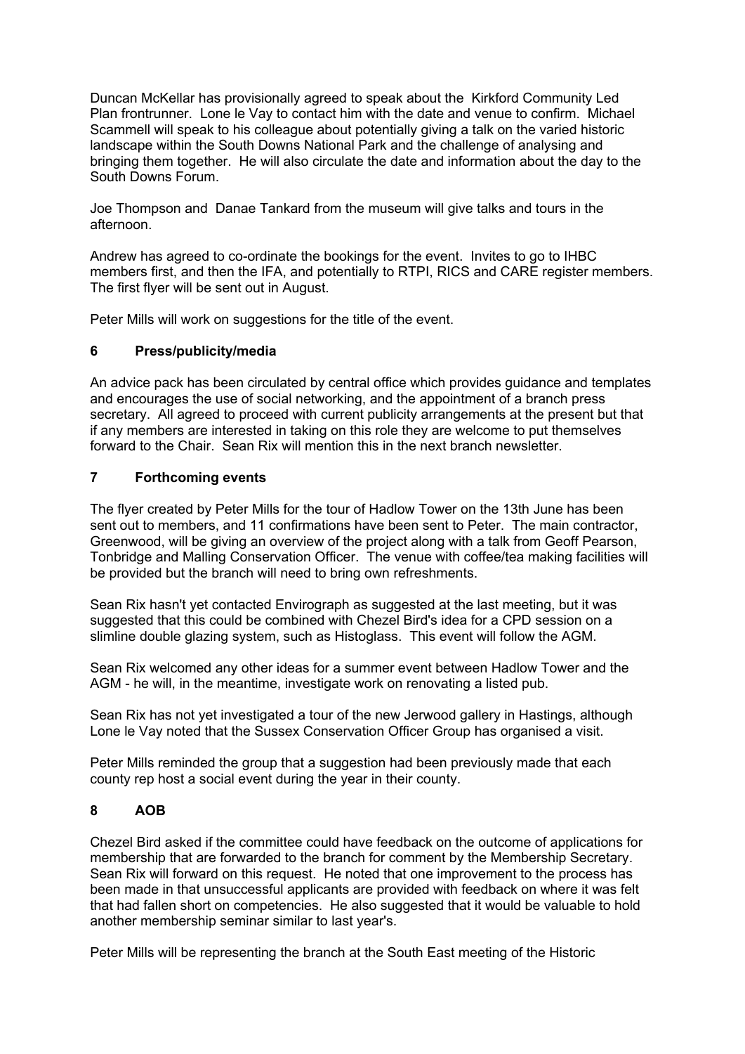Duncan McKellar has provisionally agreed to speak about the Kirkford Community Led Plan frontrunner. Lone le Vay to contact him with the date and venue to confirm. Michael Scammell will speak to his colleague about potentially giving a talk on the varied historic landscape within the South Downs National Park and the challenge of analysing and bringing them together. He will also circulate the date and information about the day to the South Downs Forum.

Joe Thompson and Danae Tankard from the museum will give talks and tours in the afternoon.

Andrew has agreed to co-ordinate the bookings for the event. Invites to go to IHBC members first, and then the IFA, and potentially to RTPI, RICS and CARE register members. The first flyer will be sent out in August.

Peter Mills will work on suggestions for the title of the event.

## 6 Press/publicity/media

An advice pack has been circulated by central office which provides guidance and templates and encourages the use of social networking, and the appointment of a branch press secretary. All agreed to proceed with current publicity arrangements at the present but that if any members are interested in taking on this role they are welcome to put themselves forward to the Chair. Sean Rix will mention this in the next branch newsletter.

## 7 Forthcoming events

The flyer created by Peter Mills for the tour of Hadlow Tower on the 13th June has been sent out to members, and 11 confirmations have been sent to Peter. The main contractor, Greenwood, will be giving an overview of the project along with a talk from Geoff Pearson, Tonbridge and Malling Conservation Officer. The venue with coffee/tea making facilities will be provided but the branch will need to bring own refreshments.

Sean Rix hasn't yet contacted Envirograph as suggested at the last meeting, but it was suggested that this could be combined with Chezel Bird's idea for a CPD session on a slimline double glazing system, such as Histoglass. This event will follow the AGM.

Sean Rix welcomed any other ideas for a summer event between Hadlow Tower and the AGM - he will, in the meantime, investigate work on renovating a listed pub.

Sean Rix has not yet investigated a tour of the new Jerwood gallery in Hastings, although Lone le Vay noted that the Sussex Conservation Officer Group has organised a visit.

Peter Mills reminded the group that a suggestion had been previously made that each county rep host a social event during the year in their county.

## 8 AOB

Chezel Bird asked if the committee could have feedback on the outcome of applications for membership that are forwarded to the branch for comment by the Membership Secretary. Sean Rix will forward on this request. He noted that one improvement to the process has been made in that unsuccessful applicants are provided with feedback on where it was felt that had fallen short on competencies. He also suggested that it would be valuable to hold another membership seminar similar to last year's.

Peter Mills will be representing the branch at the South East meeting of the Historic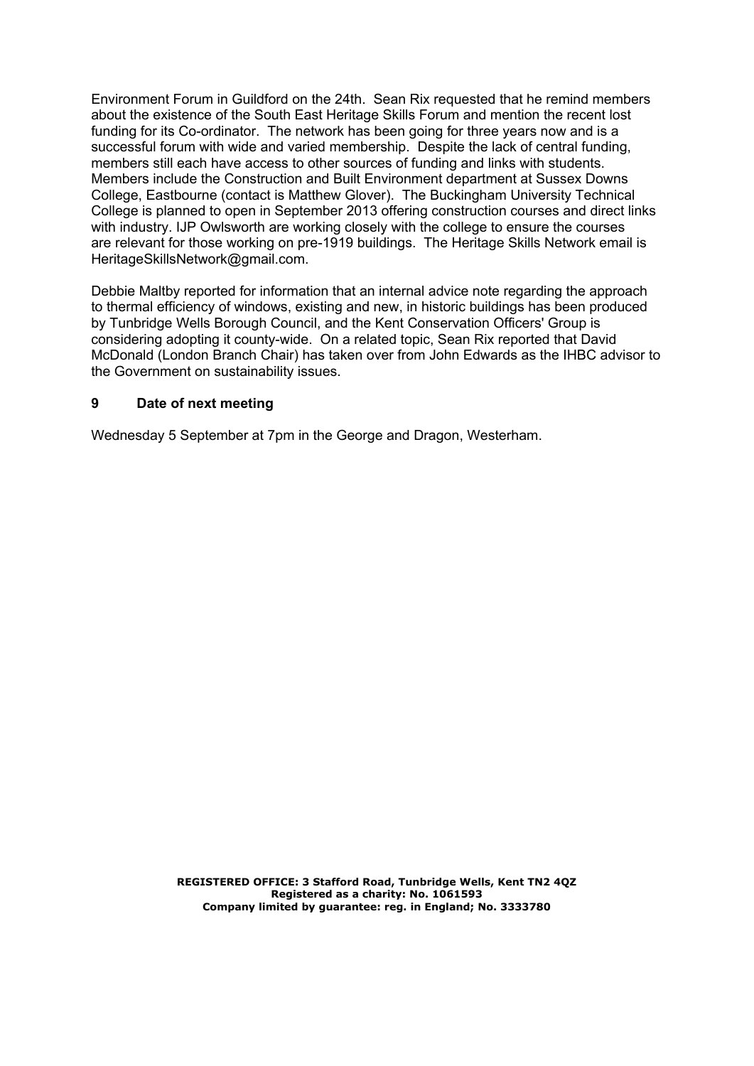Environment Forum in Guildford on the 24th. Sean Rix requested that he remind members about the existence of the South East Heritage Skills Forum and mention the recent lost funding for its Co-ordinator. The network has been going for three years now and is a successful forum with wide and varied membership. Despite the lack of central funding, members still each have access to other sources of funding and links with students. Members include the Construction and Built Environment department at Sussex Downs College, Eastbourne (contact is Matthew Glover). The Buckingham University Technical College is planned to open in September 2013 offering construction courses and direct links with industry. IJP Owlsworth are working closely with the college to ensure the courses are relevant for those working on pre-1919 buildings. The Heritage Skills Network email is HeritageSkillsNetwork@gmail.com.

Debbie Maltby reported for information that an internal advice note regarding the approach to thermal efficiency of windows, existing and new, in historic buildings has been produced by Tunbridge Wells Borough Council, and the Kent Conservation Officers' Group is considering adopting it county-wide. On a related topic, Sean Rix reported that David McDonald (London Branch Chair) has taken over from John Edwards as the IHBC advisor to the Government on sustainability issues.

### 9 Date of next meeting

Wednesday 5 September at 7pm in the George and Dragon, Westerham.

**REGISTERED OFFICE: 3 Stafford Road, Tunbridge Wells, Kent TN2 4QZ**
**Registered as a charity: No. 1061593**
**Company limited by guarantee: reg. in England; No. 3333780**